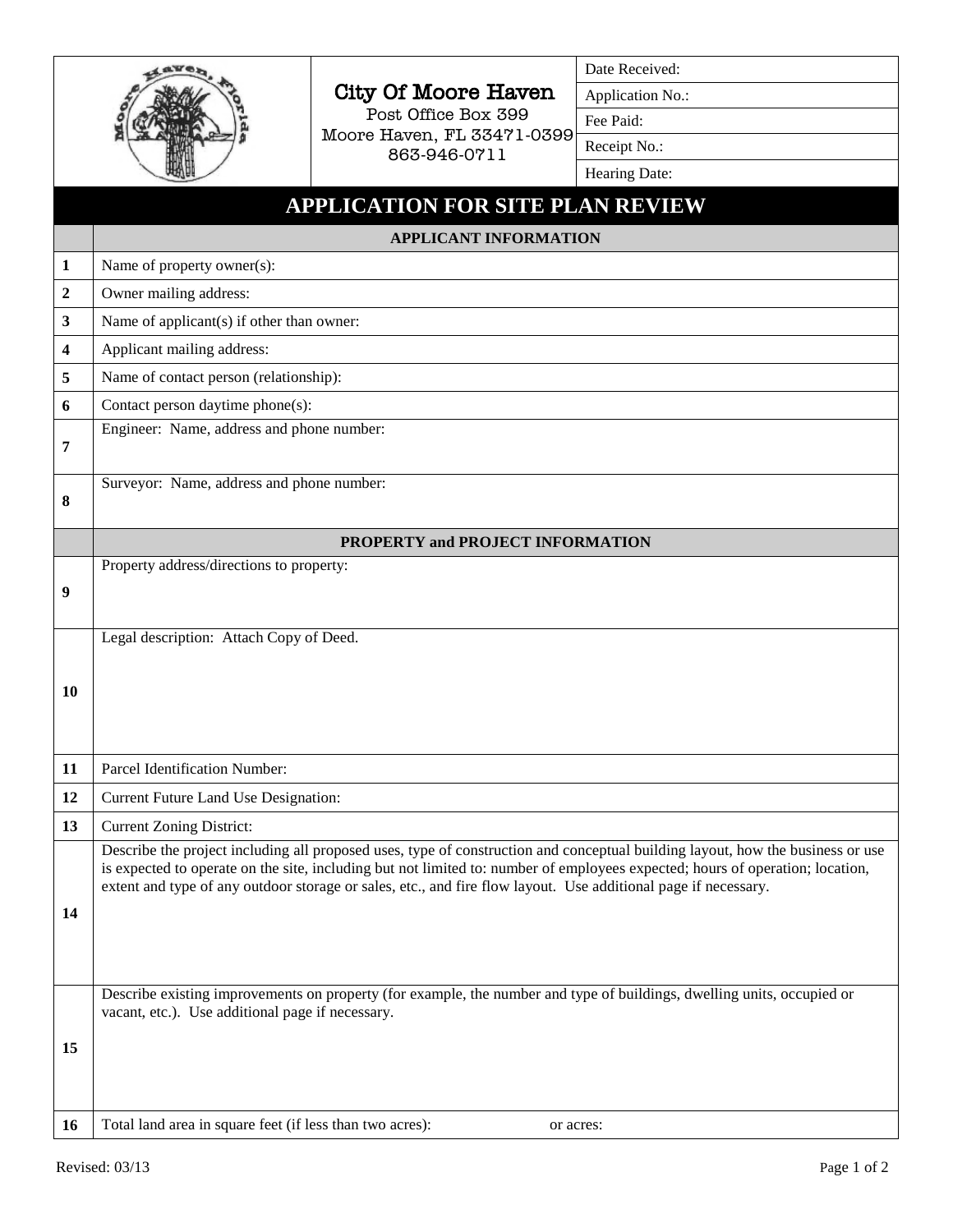| | City Of Moore Haven<br>Post Office Box 399<br>Moore Haven, FL 33471-0399<br>863-946-0711 | Date Received: |
|---|---|---|
| | | Application No.: |
| | | Fee Paid: |
| | | Receipt No.: |
| | | Hearing Date: |

# APPLICATION FOR SITE PLAN REVIEW

| | APPLICANT INFORMATION |
|---|---|
| 1 | Name of property owner(s): |
| 2 | Owner mailing address: |
| 3 | Name of applicant(s) if other than owner: |
| 4 | Applicant mailing address: |
| 5 | Name of contact person (relationship): |
| 6 | Contact person daytime phone(s): |
| 7 | Engineer: Name, address and phone number: |
| 8 | Surveyor: Name, address and phone number: |
| | **PROPERTY and PROJECT INFORMATION** |
| 9 | Property address/directions to property: |
| 10 | Legal description: Attach Copy of Deed. |
| 11 | Parcel Identification Number: |
| 12 | Current Future Land Use Designation: |
| 13 | Current Zoning District: |
| 14 | Describe the project including all proposed uses, type of construction and conceptual building layout, how the business or use is expected to operate on the site, including but not limited to: number of employees expected; hours of operation; location, extent and type of any outdoor storage or sales, etc., and fire flow layout. Use additional page if necessary. |
| 15 | Describe existing improvements on property (for example, the number and type of buildings, dwelling units, occupied or vacant, etc.). Use additional page if necessary. |
| 16 | Total land area in square feet (if less than two acres): or acres: |

Revised: 03/13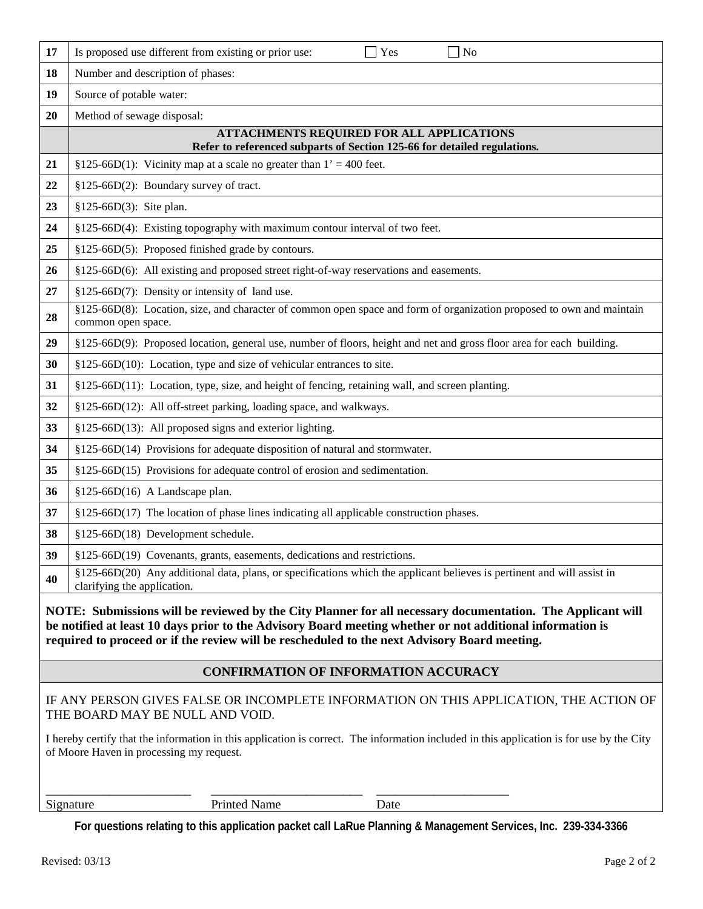| | |
|---|---|
| **17** | Is proposed use different from existing or prior use: ☐ Yes ☐ No |
| **18** | Number and description of phases: |
| **19** | Source of potable water: |
| **20** | Method of sewage disposal: |
| | **ATTACHMENTS REQUIRED FOR ALL APPLICATIONS** **Refer to referenced subparts of Section 125-66 for detailed regulations.** |
| **21** | §125-66D(1): Vicinity map at a scale no greater than 1' = 400 feet. |
| **22** | §125-66D(2): Boundary survey of tract. |
| **23** | §125-66D(3): Site plan. |
| **24** | §125-66D(4): Existing topography with maximum contour interval of two feet. |
| **25** | §125-66D(5): Proposed finished grade by contours. |
| **26** | §125-66D(6): All existing and proposed street right-of-way reservations and easements. |
| **27** | §125-66D(7): Density or intensity of land use. |
| **28** | §125-66D(8): Location, size, and character of common open space and form of organization proposed to own and maintain common open space. |
| **29** | §125-66D(9): Proposed location, general use, number of floors, height and net and gross floor area for each building. |
| **30** | §125-66D(10): Location, type and size of vehicular entrances to site. |
| **31** | §125-66D(11): Location, type, size, and height of fencing, retaining wall, and screen planting. |
| **32** | §125-66D(12): All off-street parking, loading space, and walkways. |
| **33** | §125-66D(13): All proposed signs and exterior lighting. |
| **34** | §125-66D(14) Provisions for adequate disposition of natural and stormwater. |
| **35** | §125-66D(15) Provisions for adequate control of erosion and sedimentation. |
| **36** | §125-66D(16) A Landscape plan. |
| **37** | §125-66D(17) The location of phase lines indicating all applicable construction phases. |
| **38** | §125-66D(18) Development schedule. |
| **39** | §125-66D(19) Covenants, grants, easements, dedications and restrictions. |
| **40** | §125-66D(20) Any additional data, plans, or specifications which the applicant believes is pertinent and will assist in clarifying the application. |

**NOTE: Submissions will be reviewed by the City Planner for all necessary documentation. The Applicant will be notified at least 10 days prior to the Advisory Board meeting whether or not additional information is required to proceed or if the review will be rescheduled to the next Advisory Board meeting.**

**CONFIRMATION OF INFORMATION ACCURACY**

IF ANY PERSON GIVES FALSE OR INCOMPLETE INFORMATION ON THIS APPLICATION, THE ACTION OF THE BOARD MAY BE NULL AND VOID.

I hereby certify that the information in this application is correct. The information included in this application is for use by the City of Moore Haven in processing my request.

________________________ ________________________ ________________________

Signature Printed Name Date

**For questions relating to this application packet call LaRue Planning & Management Services, Inc. 239-334-3366**

Revised: 03/13